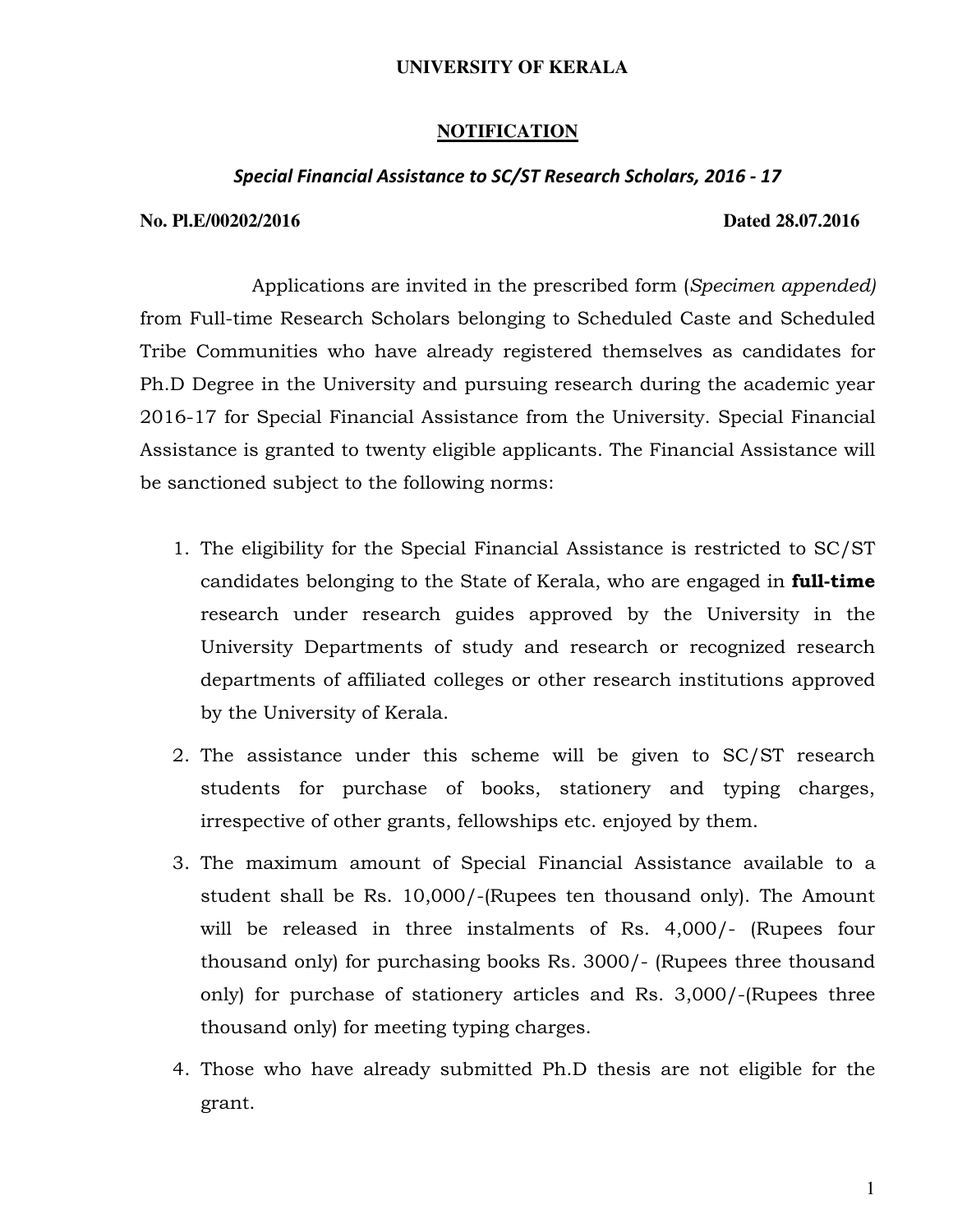**UNIVERSITY OF KERALA**

**NOTIFICATION**

***Special Financial Assistance to SC/ST Research Scholars, 2016 - 17***

**No. Pl.E/00202/2016** **Dated 28.07.2016**

Applications are invited in the prescribed form (*Specimen appended)* from Full-time Research Scholars belonging to Scheduled Caste and Scheduled Tribe Communities who have already registered themselves as candidates for Ph.D Degree in the University and pursuing research during the academic year 2016-17 for Special Financial Assistance from the University. Special Financial Assistance is granted to twenty eligible applicants. The Financial Assistance will be sanctioned subject to the following norms:

1. The eligibility for the Special Financial Assistance is restricted to SC/ST candidates belonging to the State of Kerala, who are engaged in **full-time** research under research guides approved by the University in the University Departments of study and research or recognized research departments of affiliated colleges or other research institutions approved by the University of Kerala.
2. The assistance under this scheme will be given to SC/ST research students for purchase of books, stationery and typing charges, irrespective of other grants, fellowships etc. enjoyed by them.
3. The maximum amount of Special Financial Assistance available to a student shall be Rs. 10,000/-(Rupees ten thousand only). The Amount will be released in three instalments of Rs. 4,000/- (Rupees four thousand only) for purchasing books Rs. 3000/- (Rupees three thousand only) for purchase of stationery articles and Rs. 3,000/-(Rupees three thousand only) for meeting typing charges.
4. Those who have already submitted Ph.D thesis are not eligible for the grant.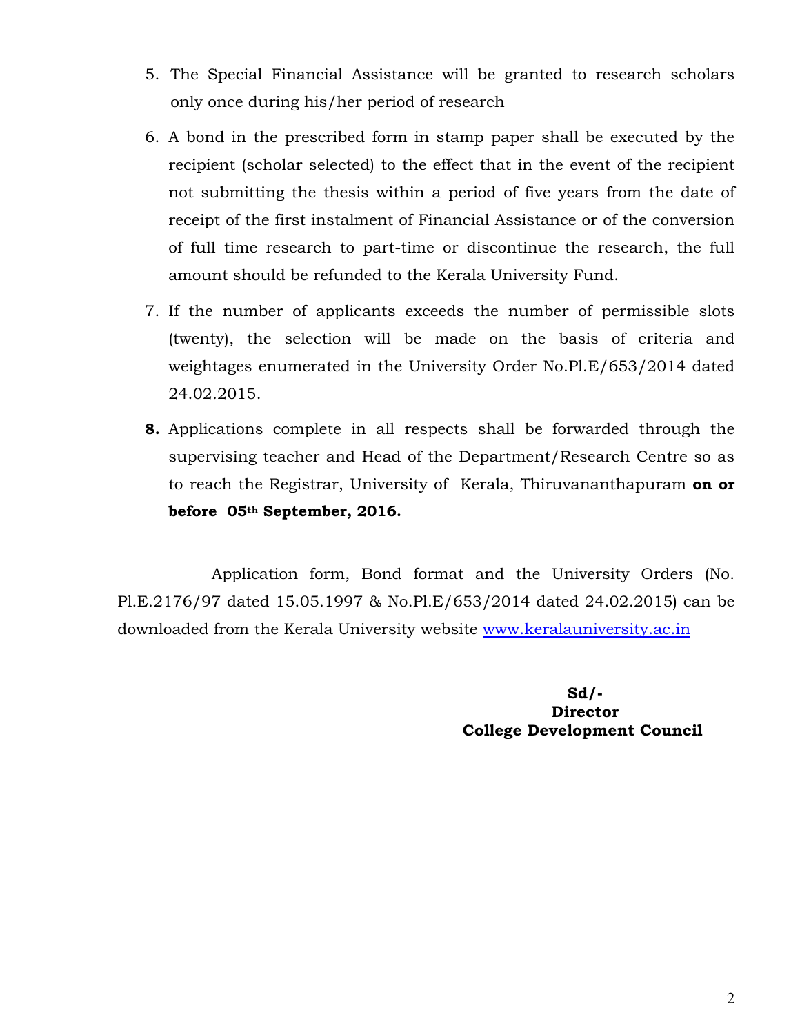5. The Special Financial Assistance will be granted to research scholars only once during his/her period of research

6. A bond in the prescribed form in stamp paper shall be executed by the recipient (scholar selected) to the effect that in the event of the recipient not submitting the thesis within a period of five years from the date of receipt of the first instalment of Financial Assistance or of the conversion of full time research to part-time or discontinue the research, the full amount should be refunded to the Kerala University Fund.

7. If the number of applicants exceeds the number of permissible slots (twenty), the selection will be made on the basis of criteria and weightages enumerated in the University Order No.Pl.E/653/2014 dated 24.02.2015.

**8.** Applications complete in all respects shall be forwarded through the supervising teacher and Head of the Department/Research Centre so as to reach the Registrar, University of Kerala, Thiruvananthapuram **on or before 05th September, 2016.**

Application form, Bond format and the University Orders (No. Pl.E.2176/97 dated 15.05.1997 & No.Pl.E/653/2014 dated 24.02.2015) can be downloaded from the Kerala University website www.keralauniversity.ac.in

**Sd/-**
**Director**
**College Development Council**